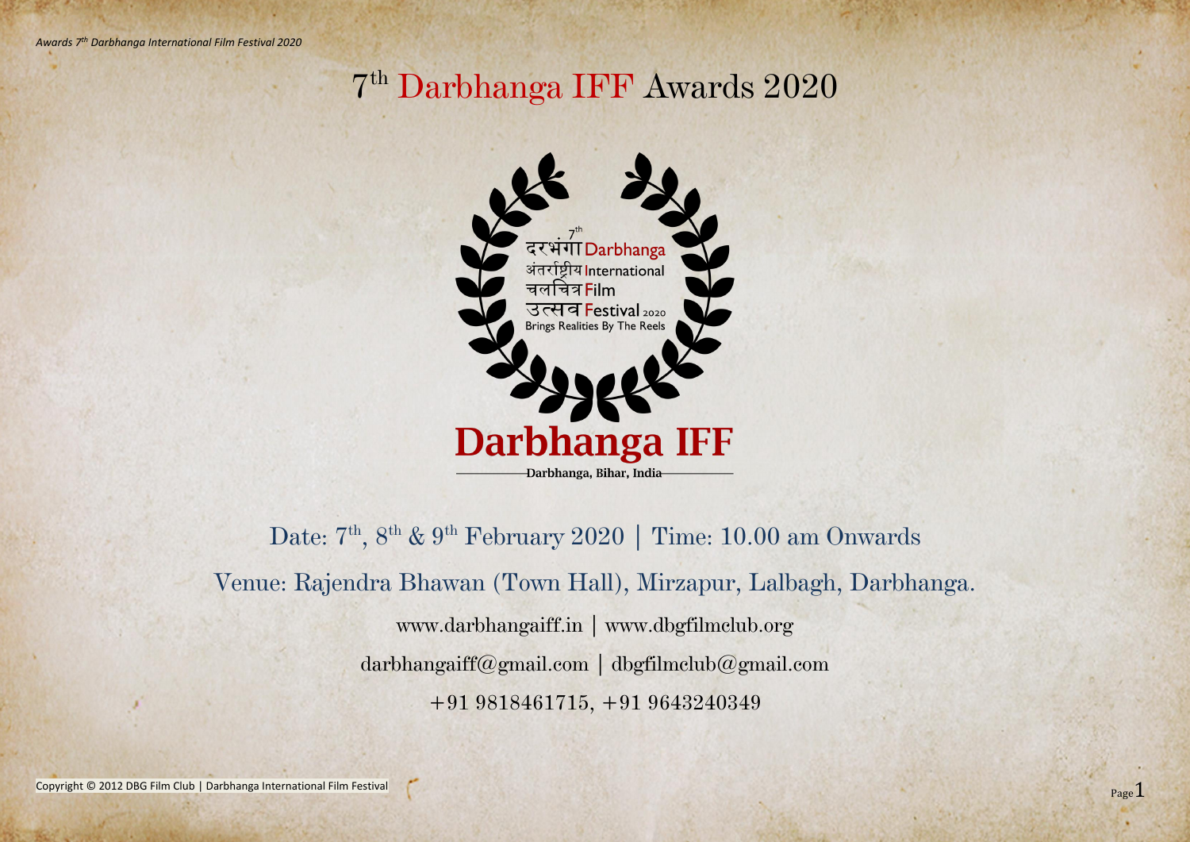# 7th Darbhanga IFF Awards 2020

7th
दरभंगा Darbhanga
अंतर्राष्ट्रीय International
चलचित्र Film
उत्सव Festival 2020
Brings Realities By The Reels

**Darbhanga IFF**

**Darbhanga, Bihar, India**

Date: 7th, 8th & 9th February 2020 | Time: 10.00 am Onwards

Venue: Rajendra Bhawan (Town Hall), Mirzapur, Lalbagh, Darbhanga.

www.darbhangaiff.in | www.dbgfilmclub.org

darbhangaiff@gmail.com | dbgfilmclub@gmail.com

+91 9818461715, +91 9643240349

Copyright © 2012 DBG Film Club | Darbhanga International Film Festival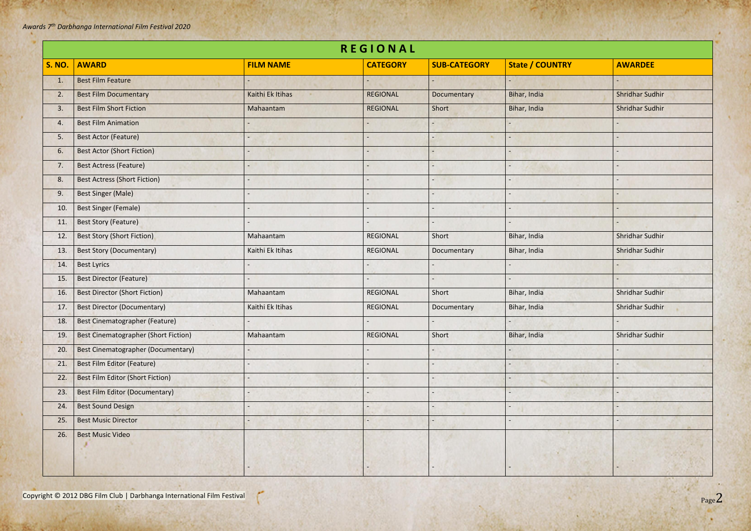| REGIONAL | | | | | | |
|---|---|---|---|---|---|---|
| **S. NO.** | **AWARD** | **FILM NAME** | **CATEGORY** | **SUB-CATEGORY** | **State / COUNTRY** | **AWARDEE** |
| 1. | Best Film Feature | - | - | - | - | - |
| 2. | Best Film Documentary | Kaithi Ek Itihas | REGIONAL | Documentary | Bihar, India | Shridhar Sudhir |
| 3. | Best Film Short Fiction | Mahaantam | REGIONAL | Short | Bihar, India | Shridhar Sudhir |
| 4. | Best Film Animation | - | - | - | - | - |
| 5. | Best Actor (Feature) | - | - | - | - | - |
| 6. | Best Actor (Short Fiction) | - | - | - | - | - |
| 7. | Best Actress (Feature) | - | - | - | - | - |
| 8. | Best Actress (Short Fiction) | - | - | - | - | - |
| 9. | Best Singer (Male) | - | - | - | - | - |
| 10. | Best Singer (Female) | - | - | - | - | - |
| 11. | Best Story (Feature) | - | - | - | - | - |
| 12. | Best Story (Short Fiction) | Mahaantam | REGIONAL | Short | Bihar, India | Shridhar Sudhir |
| 13. | Best Story (Documentary) | Kaithi Ek Itihas | REGIONAL | Documentary | Bihar, India | Shridhar Sudhir |
| 14. | Best Lyrics | - | - | - | - | - |
| 15. | Best Director (Feature) | - | - | - | - | - |
| 16. | Best Director (Short Fiction) | Mahaantam | REGIONAL | Short | Bihar, India | Shridhar Sudhir |
| 17. | Best Director (Documentary) | Kaithi Ek Itihas | REGIONAL | Documentary | Bihar, India | Shridhar Sudhir |
| 18. | Best Cinematographer (Feature) | - | - | - | - | - |
| 19. | Best Cinematographer (Short Fiction) | Mahaantam | REGIONAL | Short | Bihar, India | Shridhar Sudhir |
| 20. | Best Cinematographer (Documentary) | - | - | - | - | - |
| 21. | Best Film Editor (Feature) | - | - | - | - | - |
| 22. | Best Film Editor (Short Fiction) | - | - | - | - | - |
| 23. | Best Film Editor (Documentary) | - | - | - | - | - |
| 24. | Best Sound Design | - | - | - | - | - |
| 25. | Best Music Director | - | - | - | - | - |
| 26. | Best Music Video | - | - | - | - | - |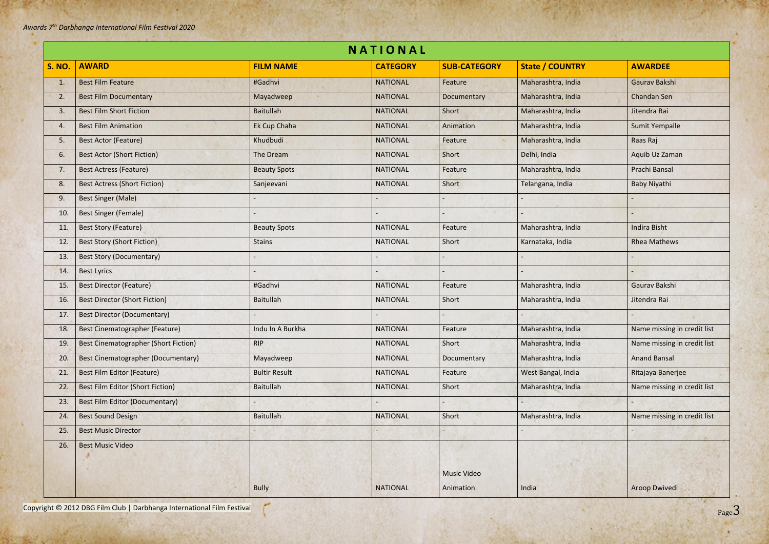## NATIONAL

| S. NO. | AWARD | FILM NAME | CATEGORY | SUB-CATEGORY | State / COUNTRY | AWARDEE |
|---|---|---|---|---|---|---|
| 1. | Best Film Feature | #Gadhvi | NATIONAL | Feature | Maharashtra, India | Gaurav Bakshi |
| 2. | Best Film Documentary | Mayadweep | NATIONAL | Documentary | Maharashtra, India | Chandan Sen |
| 3. | Best Film Short Fiction | Baitullah | NATIONAL | Short | Maharashtra, India | Jitendra Rai |
| 4. | Best Film Animation | Ek Cup Chaha | NATIONAL | Animation | Maharashtra, India | Sumit Yempalle |
| 5. | Best Actor (Feature) | Khudbudi | NATIONAL | Feature | Maharashtra, India | Raas Raj |
| 6. | Best Actor (Short Fiction) | The Dream | NATIONAL | Short | Delhi, India | Aquib Uz Zaman |
| 7. | Best Actress (Feature) | Beauty Spots | NATIONAL | Feature | Maharashtra, India | Prachi Bansal |
| 8. | Best Actress (Short Fiction) | Sanjeevani | NATIONAL | Short | Telangana, India | Baby Niyathi |
| 9. | Best Singer (Male) | - | - | - | - | - |
| 10. | Best Singer (Female) | - | - | - | - | - |
| 11. | Best Story (Feature) | Beauty Spots | NATIONAL | Feature | Maharashtra, India | Indira Bisht |
| 12. | Best Story (Short Fiction) | Stains | NATIONAL | Short | Karnataka, India | Rhea Mathews |
| 13. | Best Story (Documentary) | - | - | - | - | - |
| 14. | Best Lyrics | - | - | - | - | - |
| 15. | Best Director (Feature) | #Gadhvi | NATIONAL | Feature | Maharashtra, India | Gaurav Bakshi |
| 16. | Best Director (Short Fiction) | Baitullah | NATIONAL | Short | Maharashtra, India | Jitendra Rai |
| 17. | Best Director (Documentary) | - | - | - | - | - |
| 18. | Best Cinematographer (Feature) | Indu In A Burkha | NATIONAL | Feature | Maharashtra, India | Name missing in credit list |
| 19. | Best Cinematographer (Short Fiction) | RIP | NATIONAL | Short | Maharashtra, India | Name missing in credit list |
| 20. | Best Cinematographer (Documentary) | Mayadweep | NATIONAL | Documentary | Maharashtra, India | Anand Bansal |
| 21. | Best Film Editor (Feature) | Bultir Result | NATIONAL | Feature | West Bangal, India | Ritajaya Banerjee |
| 22. | Best Film Editor (Short Fiction) | Baitullah | NATIONAL | Short | Maharashtra, India | Name missing in credit list |
| 23. | Best Film Editor (Documentary) | - | - | - | - | - |
| 24. | Best Sound Design | Baitullah | NATIONAL | Short | Maharashtra, India | Name missing in credit list |
| 25. | Best Music Director | - | - | - | - | - |
| 26. | Best Music Video | Bully | NATIONAL | Music Video Animation | India | Aroop Dwivedi |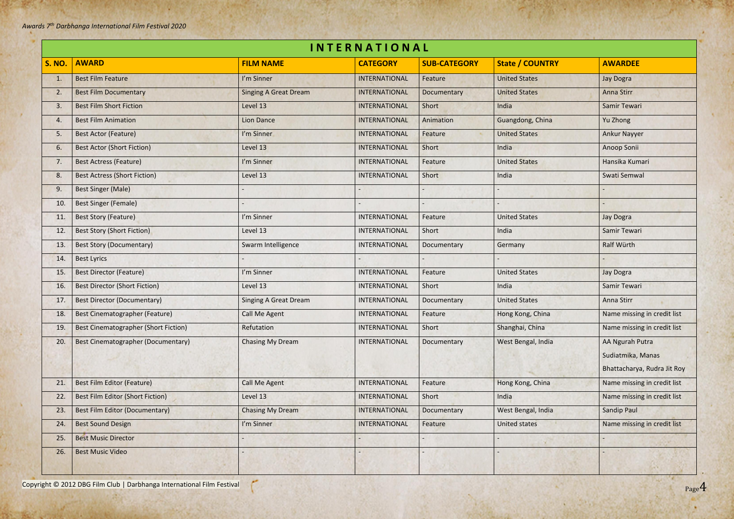| INTERNATIONAL | | | | | | |
|---|---|---|---|---|---|---|
| **S. NO.** | **AWARD** | **FILM NAME** | **CATEGORY** | **SUB-CATEGORY** | **State / COUNTRY** | **AWARDEE** |
| 1. | Best Film Feature | I'm Sinner | INTERNATIONAL | Feature | United States | Jay Dogra |
| 2. | Best Film Documentary | Singing A Great Dream | INTERNATIONAL | Documentary | United States | Anna Stirr |
| 3. | Best Film Short Fiction | Level 13 | INTERNATIONAL | Short | India | Samir Tewari |
| 4. | Best Film Animation | Lion Dance | INTERNATIONAL | Animation | Guangdong, China | Yu Zhong |
| 5. | Best Actor (Feature) | I'm Sinner | INTERNATIONAL | Feature | United States | Ankur Nayyer |
| 6. | Best Actor (Short Fiction) | Level 13 | INTERNATIONAL | Short | India | Anoop Sonii |
| 7. | Best Actress (Feature) | I'm Sinner | INTERNATIONAL | Feature | United States | Hansika Kumari |
| 8. | Best Actress (Short Fiction) | Level 13 | INTERNATIONAL | Short | India | Swati Semwal |
| 9. | Best Singer (Male) | - | - | - | - | - |
| 10. | Best Singer (Female) | - | - | - | - | - |
| 11. | Best Story (Feature) | I'm Sinner | INTERNATIONAL | Feature | United States | Jay Dogra |
| 12. | Best Story (Short Fiction) | Level 13 | INTERNATIONAL | Short | India | Samir Tewari |
| 13. | Best Story (Documentary) | Swarm Intelligence | INTERNATIONAL | Documentary | Germany | Ralf Würth |
| 14. | Best Lyrics | - | - | - | - | - |
| 15. | Best Director (Feature) | I'm Sinner | INTERNATIONAL | Feature | United States | Jay Dogra |
| 16. | Best Director (Short Fiction) | Level 13 | INTERNATIONAL | Short | India | Samir Tewari |
| 17. | Best Director (Documentary) | Singing A Great Dream | INTERNATIONAL | Documentary | United States | Anna Stirr |
| 18. | Best Cinematographer (Feature) | Call Me Agent | INTERNATIONAL | Feature | Hong Kong, China | Name missing in credit list |
| 19. | Best Cinematographer (Short Fiction) | Refutation | INTERNATIONAL | Short | Shanghai, China | Name missing in credit list |
| 20. | Best Cinematographer (Documentary) | Chasing My Dream | INTERNATIONAL | Documentary | West Bengal, India | AA Ngurah Putra Sudiatmika, Manas Bhattacharya, Rudra Jit Roy |
| 21. | Best Film Editor (Feature) | Call Me Agent | INTERNATIONAL | Feature | Hong Kong, China | Name missing in credit list |
| 22. | Best Film Editor (Short Fiction) | Level 13 | INTERNATIONAL | Short | India | Name missing in credit list |
| 23. | Best Film Editor (Documentary) | Chasing My Dream | INTERNATIONAL | Documentary | West Bengal, India | Sandip Paul |
| 24. | Best Sound Design | I'm Sinner | INTERNATIONAL | Feature | United states | Name missing in credit list |
| 25. | Best Music Director | - | - | - | - | - |
| 26. | Best Music Video | - | - | - | - | - |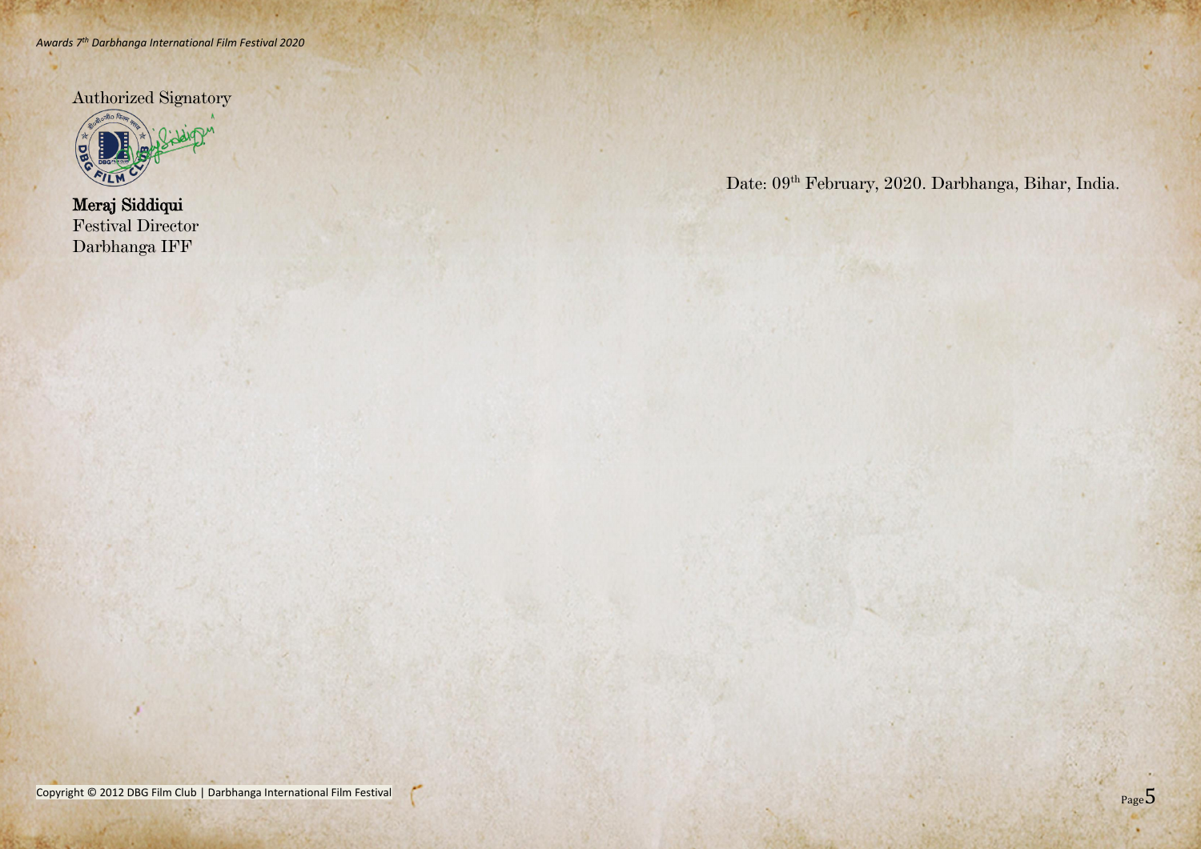Authorized Signatory

**Meraj Siddiqui**
Festival Director
Darbhanga IFF

Date: 09th February, 2020. Darbhanga, Bihar, India.

Copyright © 2012 DBG Film Club | Darbhanga International Film Festival